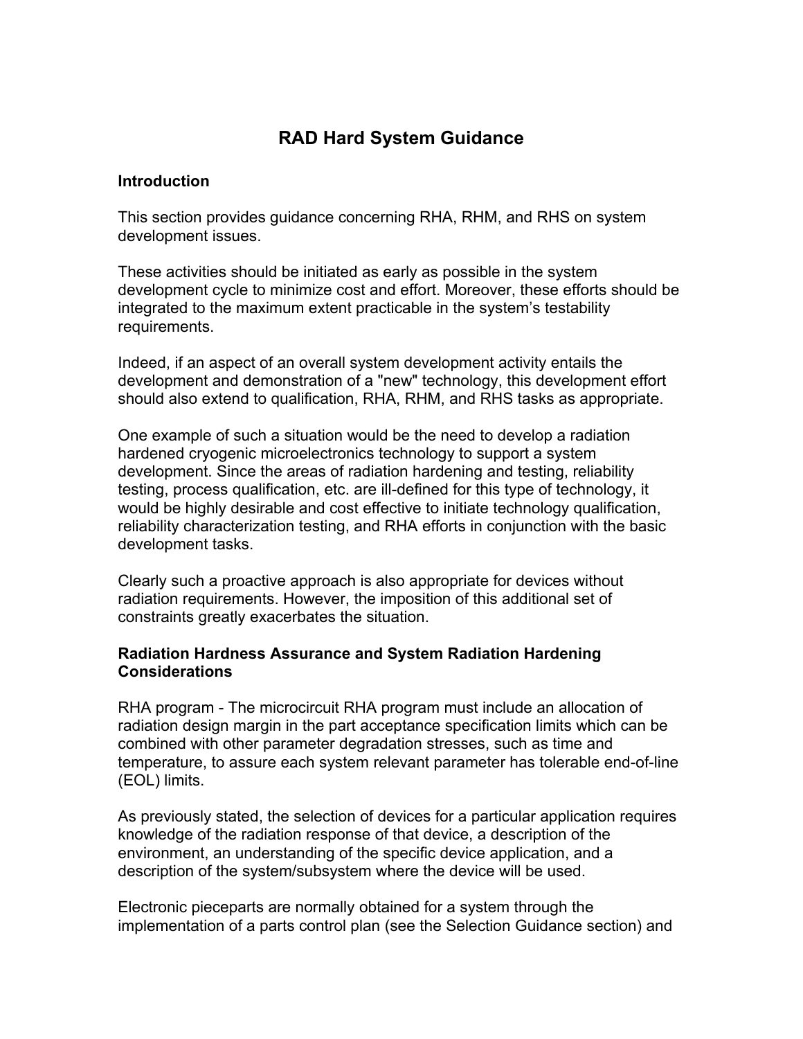# RAD Hard System Guidance

### Introduction

This section provides guidance concerning RHA, RHM, and RHS on system development issues.

These activities should be initiated as early as possible in the system development cycle to minimize cost and effort. Moreover, these efforts should be integrated to the maximum extent practicable in the system's testability requirements.

Indeed, if an aspect of an overall system development activity entails the development and demonstration of a "new" technology, this development effort should also extend to qualification, RHA, RHM, and RHS tasks as appropriate.

One example of such a situation would be the need to develop a radiation hardened cryogenic microelectronics technology to support a system development. Since the areas of radiation hardening and testing, reliability testing, process qualification, etc. are ill-defined for this type of technology, it would be highly desirable and cost effective to initiate technology qualification, reliability characterization testing, and RHA efforts in conjunction with the basic development tasks.

Clearly such a proactive approach is also appropriate for devices without radiation requirements. However, the imposition of this additional set of constraints greatly exacerbates the situation.

### Radiation Hardness Assurance and System Radiation Hardening Considerations

RHA program - The microcircuit RHA program must include an allocation of radiation design margin in the part acceptance specification limits which can be combined with other parameter degradation stresses, such as time and temperature, to assure each system relevant parameter has tolerable end-of-line (EOL) limits.

As previously stated, the selection of devices for a particular application requires knowledge of the radiation response of that device, a description of the environment, an understanding of the specific device application, and a description of the system/subsystem where the device will be used.

Electronic pieceparts are normally obtained for a system through the implementation of a parts control plan (see the Selection Guidance section) and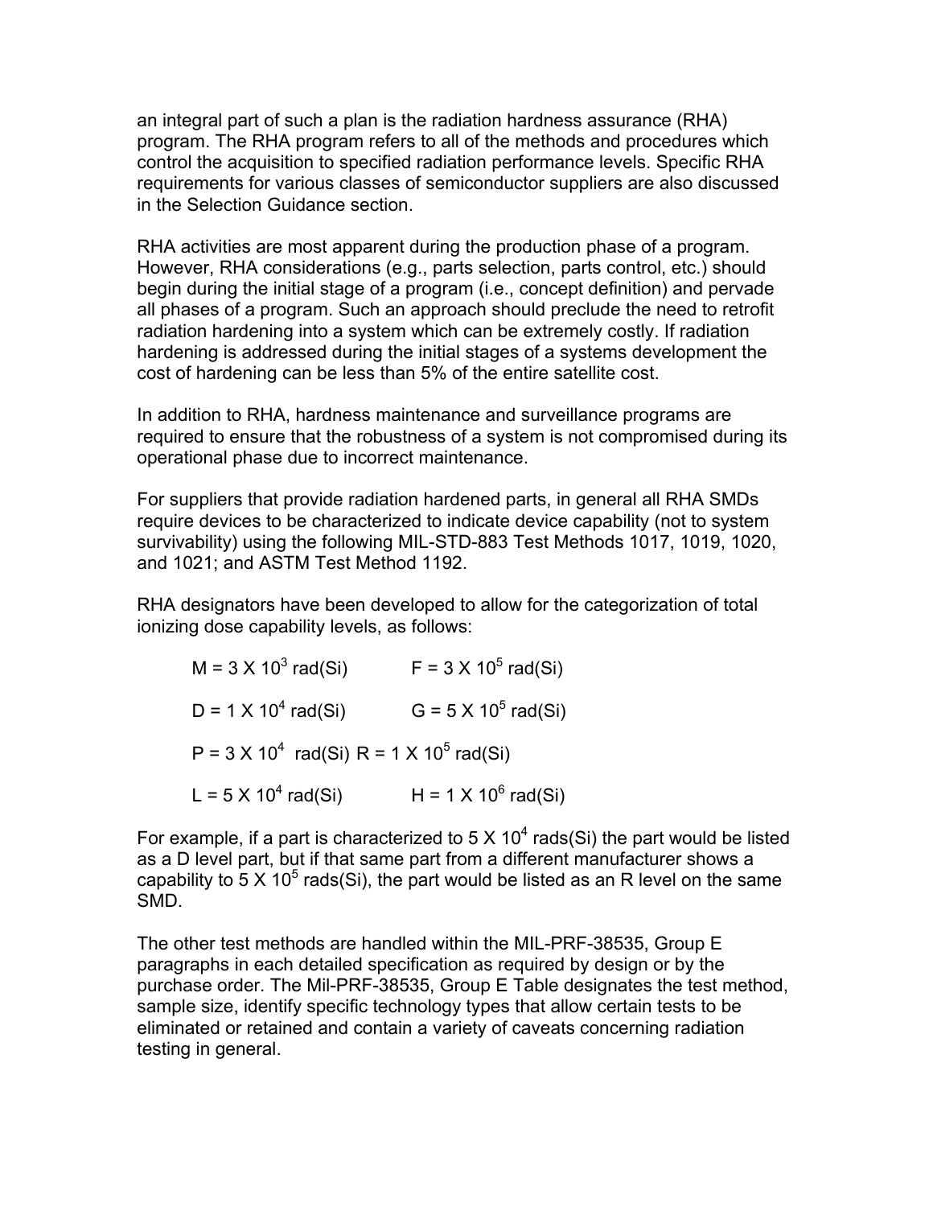an integral part of such a plan is the radiation hardness assurance (RHA) program. The RHA program refers to all of the methods and procedures which control the acquisition to specified radiation performance levels. Specific RHA requirements for various classes of semiconductor suppliers are also discussed in the Selection Guidance section.

RHA activities are most apparent during the production phase of a program. However, RHA considerations (e.g., parts selection, parts control, etc.) should begin during the initial stage of a program (i.e., concept definition) and pervade all phases of a program. Such an approach should preclude the need to retrofit radiation hardening into a system which can be extremely costly. If radiation hardening is addressed during the initial stages of a systems development the cost of hardening can be less than 5% of the entire satellite cost.

In addition to RHA, hardness maintenance and surveillance programs are required to ensure that the robustness of a system is not compromised during its operational phase due to incorrect maintenance.

For suppliers that provide radiation hardened parts, in general all RHA SMDs require devices to be characterized to indicate device capability (not to system survivability) using the following MIL-STD-883 Test Methods 1017, 1019, 1020, and 1021; and ASTM Test Method 1192.

RHA designators have been developed to allow for the categorization of total ionizing dose capability levels, as follows:

M = $3 \times 10^3$ rad(Si) F = $3 \times 10^5$ rad(Si)

D = $1 \times 10^4$ rad(Si) G = $5 \times 10^5$ rad(Si)

P = $3 \times 10^4$ rad(Si) R = $1 \times 10^5$ rad(Si)

L = $5 \times 10^4$ rad(Si) H = $1 \times 10^6$ rad(Si)

For example, if a part is characterized to $5 \times 10^4$ rads(Si) the part would be listed as a D level part, but if that same part from a different manufacturer shows a capability to $5 \times 10^5$ rads(Si), the part would be listed as an R level on the same SMD.

The other test methods are handled within the MIL-PRF-38535, Group E paragraphs in each detailed specification as required by design or by the purchase order. The Mil-PRF-38535, Group E Table designates the test method, sample size, identify specific technology types that allow certain tests to be eliminated or retained and contain a variety of caveats concerning radiation testing in general.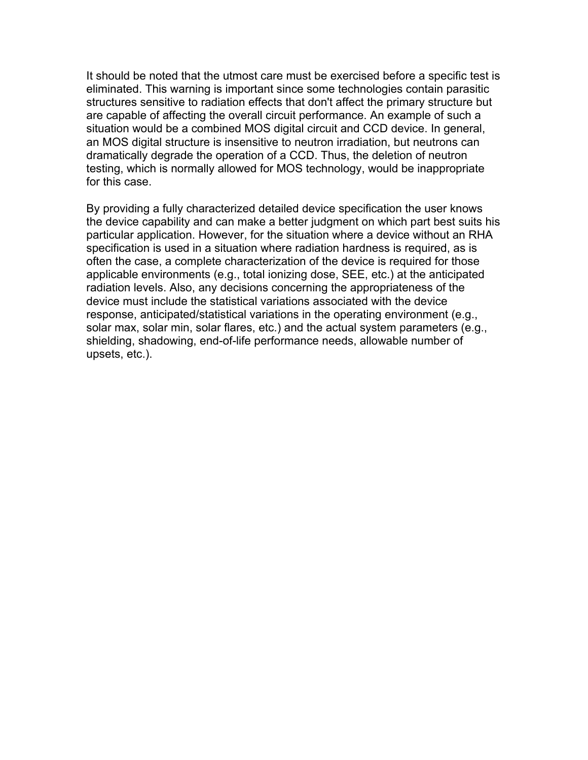It should be noted that the utmost care must be exercised before a specific test is eliminated. This warning is important since some technologies contain parasitic structures sensitive to radiation effects that don't affect the primary structure but are capable of affecting the overall circuit performance. An example of such a situation would be a combined MOS digital circuit and CCD device. In general, an MOS digital structure is insensitive to neutron irradiation, but neutrons can dramatically degrade the operation of a CCD. Thus, the deletion of neutron testing, which is normally allowed for MOS technology, would be inappropriate for this case.

By providing a fully characterized detailed device specification the user knows the device capability and can make a better judgment on which part best suits his particular application. However, for the situation where a device without an RHA specification is used in a situation where radiation hardness is required, as is often the case, a complete characterization of the device is required for those applicable environments (e.g., total ionizing dose, SEE, etc.) at the anticipated radiation levels. Also, any decisions concerning the appropriateness of the device must include the statistical variations associated with the device response, anticipated/statistical variations in the operating environment (e.g., solar max, solar min, solar flares, etc.) and the actual system parameters (e.g., shielding, shadowing, end-of-life performance needs, allowable number of upsets, etc.).